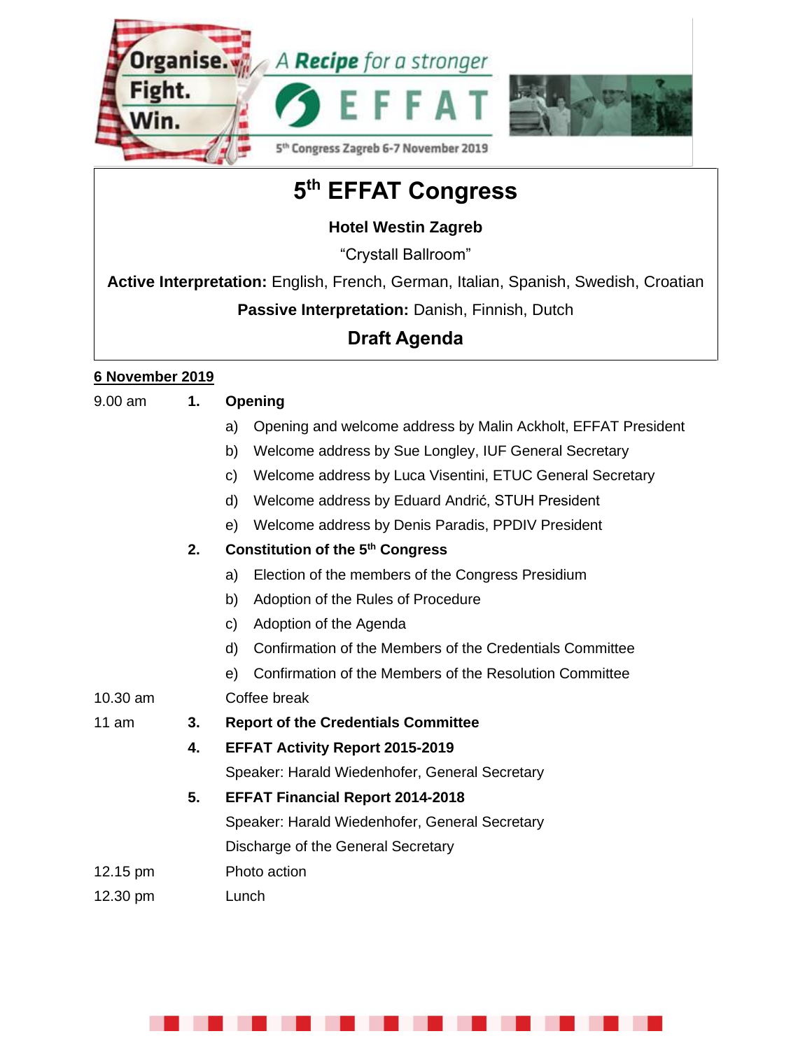Organise. Fight. Win. A Recipe for a stronger EFFAT

5th Congress Zagreb 6-7 November 2019

# 5th EFFAT Congress

**Hotel Westin Zagreb**

"Crystall Ballroom"

**Active Interpretation:** English, French, German, Italian, Spanish, Swedish, Croatian

**Passive Interpretation:** Danish, Finnish, Dutch

## Draft Agenda

**6 November 2019**

9.00 am **1. Opening**

- a) Opening and welcome address by Malin Ackholt, EFFAT President
- b) Welcome address by Sue Longley, IUF General Secretary
- c) Welcome address by Luca Visentini, ETUC General Secretary
- d) Welcome address by Eduard Andrić, STUH President
- e) Welcome address by Denis Paradis, PPDIV President

**2. Constitution of the 5th Congress**

- a) Election of the members of the Congress Presidium
- b) Adoption of the Rules of Procedure
- c) Adoption of the Agenda
- d) Confirmation of the Members of the Credentials Committee
- e) Confirmation of the Members of the Resolution Committee

10.30 am Coffee break

11 am **3. Report of the Credentials Committee**

**4. EFFAT Activity Report 2015-2019**

Speaker: Harald Wiedenhofer, General Secretary

**5. EFFAT Financial Report 2014-2018**

Speaker: Harald Wiedenhofer, General Secretary

Discharge of the General Secretary

12.15 pm Photo action

12.30 pm Lunch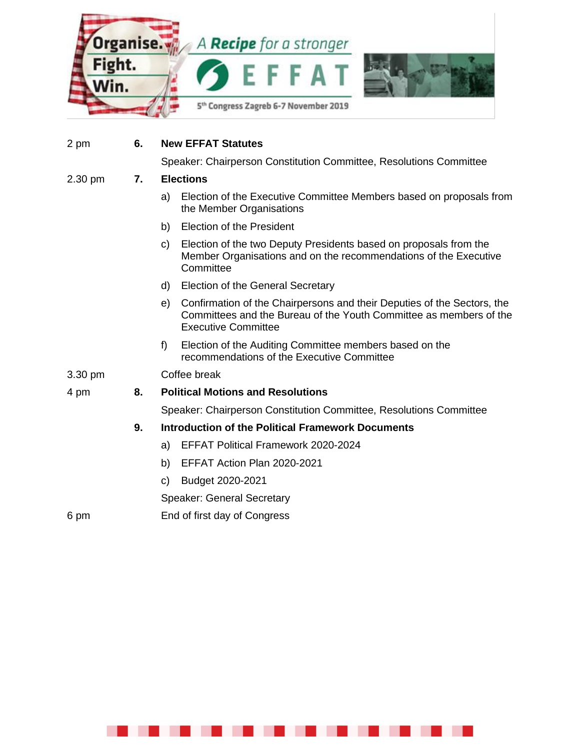2 pm **6. New EFFAT Statutes**

Speaker: Chairperson Constitution Committee, Resolutions Committee

2.30 pm **7. Elections**

a) Election of the Executive Committee Members based on proposals from the Member Organisations

b) Election of the President

c) Election of the two Deputy Presidents based on proposals from the Member Organisations and on the recommendations of the Executive Committee

d) Election of the General Secretary

e) Confirmation of the Chairpersons and their Deputies of the Sectors, the Committees and the Bureau of the Youth Committee as members of the Executive Committee

f) Election of the Auditing Committee members based on the recommendations of the Executive Committee

3.30 pm Coffee break

4 pm **8. Political Motions and Resolutions**

Speaker: Chairperson Constitution Committee, Resolutions Committee

**9. Introduction of the Political Framework Documents**

a) EFFAT Political Framework 2020-2024

b) EFFAT Action Plan 2020-2021

c) Budget 2020-2021

Speaker: General Secretary

6 pm End of first day of Congress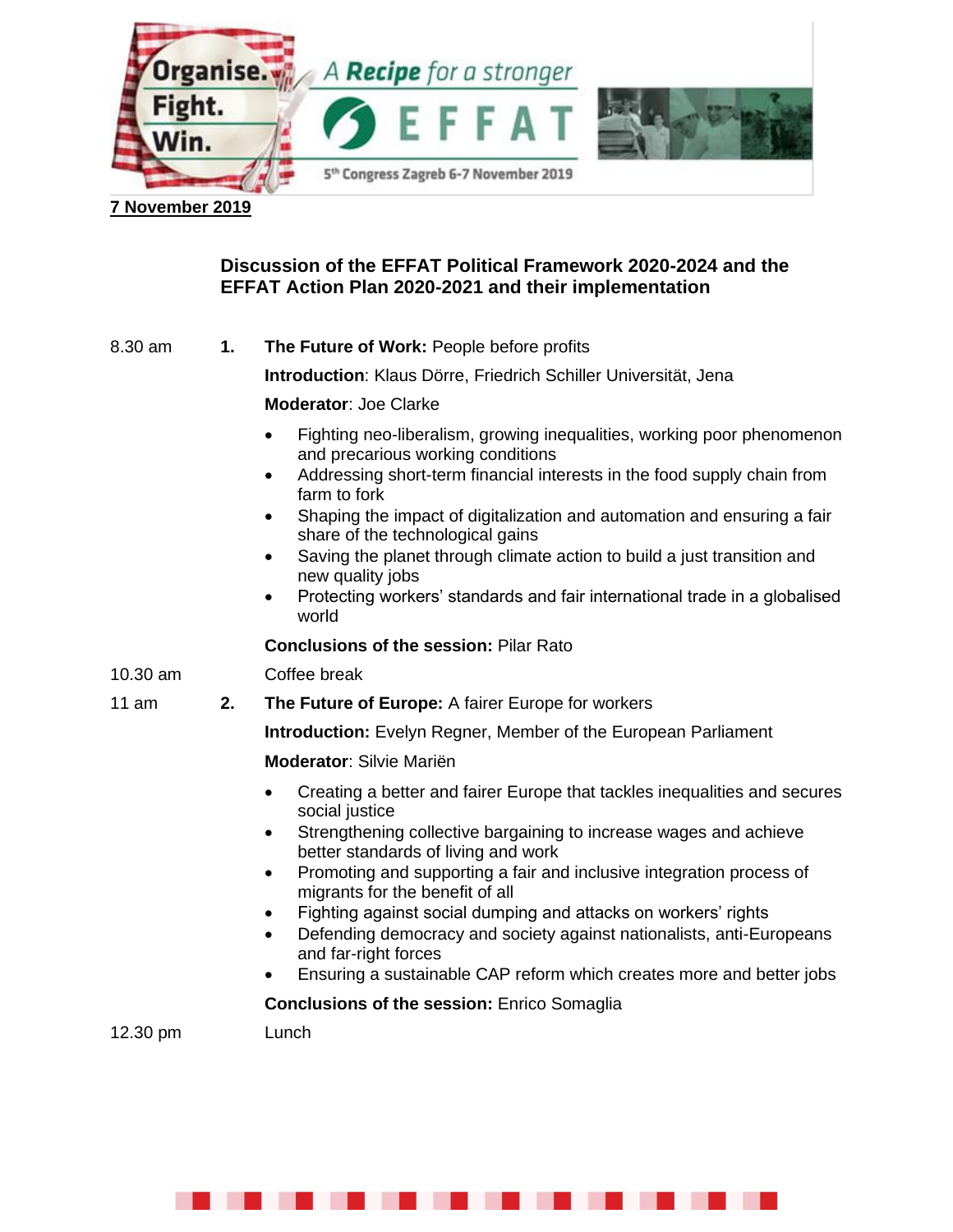**7 November 2019**

## Discussion of the EFFAT Political Framework 2020-2024 and the EFFAT Action Plan 2020-2021 and their implementation

8.30 am **1. The Future of Work:** People before profits

**Introduction**: Klaus Dörre, Friedrich Schiller Universität, Jena

**Moderator**: Joe Clarke

- Fighting neo-liberalism, growing inequalities, working poor phenomenon and precarious working conditions
- Addressing short-term financial interests in the food supply chain from farm to fork
- Shaping the impact of digitalization and automation and ensuring a fair share of the technological gains
- Saving the planet through climate action to build a just transition and new quality jobs
- Protecting workers' standards and fair international trade in a globalised world

**Conclusions of the session:** Pilar Rato

10.30 am Coffee break

11 am **2. The Future of Europe:** A fairer Europe for workers

**Introduction:** Evelyn Regner, Member of the European Parliament

**Moderator**: Silvie Mariën

- Creating a better and fairer Europe that tackles inequalities and secures social justice
- Strengthening collective bargaining to increase wages and achieve better standards of living and work
- Promoting and supporting a fair and inclusive integration process of migrants for the benefit of all
- Fighting against social dumping and attacks on workers' rights
- Defending democracy and society against nationalists, anti-Europeans and far-right forces
- Ensuring a sustainable CAP reform which creates more and better jobs

**Conclusions of the session:** Enrico Somaglia

12.30 pm Lunch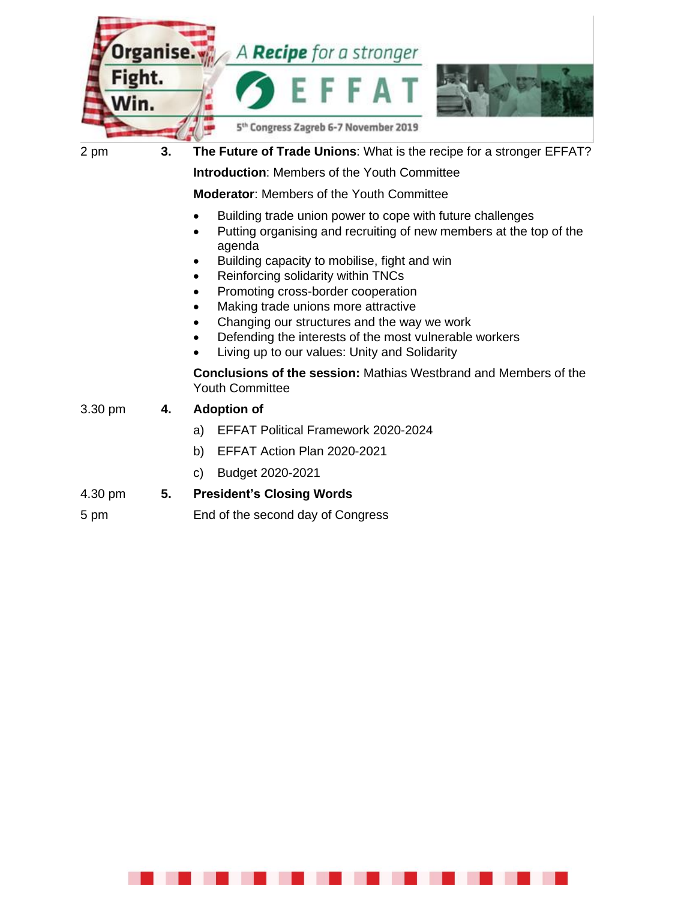2 pm **3.** **The Future of Trade Unions**: What is the recipe for a stronger EFFAT?

**Introduction**: Members of the Youth Committee

**Moderator**: Members of the Youth Committee

- Building trade union power to cope with future challenges
- Putting organising and recruiting of new members at the top of the agenda
- Building capacity to mobilise, fight and win
- Reinforcing solidarity within TNCs
- Promoting cross-border cooperation
- Making trade unions more attractive
- Changing our structures and the way we work
- Defending the interests of the most vulnerable workers
- Living up to our values: Unity and Solidarity

**Conclusions of the session:** Mathias Westbrand and Members of the Youth Committee

3.30 pm **4.** **Adoption of**

a) EFFAT Political Framework 2020-2024

b) EFFAT Action Plan 2020-2021

c) Budget 2020-2021

4.30 pm **5.** **President's Closing Words**

5 pm End of the second day of Congress